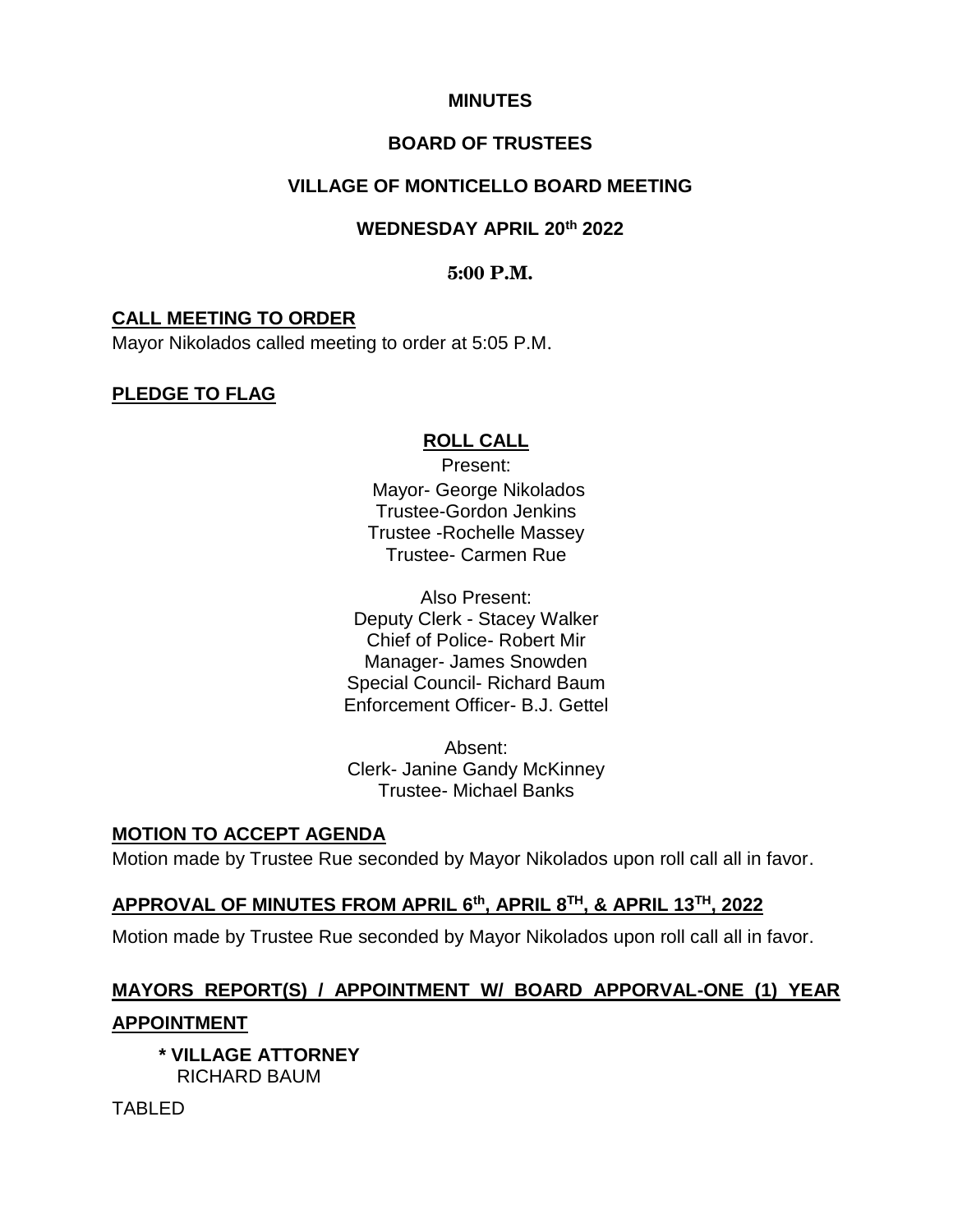**MINUTES**

**BOARD OF TRUSTEES**

**VILLAGE OF MONTICELLO BOARD MEETING**

**WEDNESDAY APRIL 20th 2022**

**5:00 P.M.**

## CALL MEETING TO ORDER

Mayor Nikolados called meeting to order at 5:05 P.M.

## PLEDGE TO FLAG

## ROLL CALL

Present:
Mayor- George Nikolados
Trustee-Gordon Jenkins
Trustee -Rochelle Massey
Trustee- Carmen Rue

Also Present:
Deputy Clerk - Stacey Walker
Chief of Police- Robert Mir
Manager- James Snowden
Special Council- Richard Baum
Enforcement Officer- B.J. Gettel

Absent:
Clerk- Janine Gandy McKinney
Trustee- Michael Banks

## MOTION TO ACCEPT AGENDA

Motion made by Trustee Rue seconded by Mayor Nikolados upon roll call all in favor.

## APPROVAL OF MINUTES FROM APRIL 6th, APRIL 8TH, & APRIL 13TH, 2022

Motion made by Trustee Rue seconded by Mayor Nikolados upon roll call all in favor.

## MAYORS REPORT(S) / APPOINTMENT W/ BOARD APPORVAL-ONE (1) YEAR APPOINTMENT

**\* VILLAGE ATTORNEY**
RICHARD BAUM

TABLED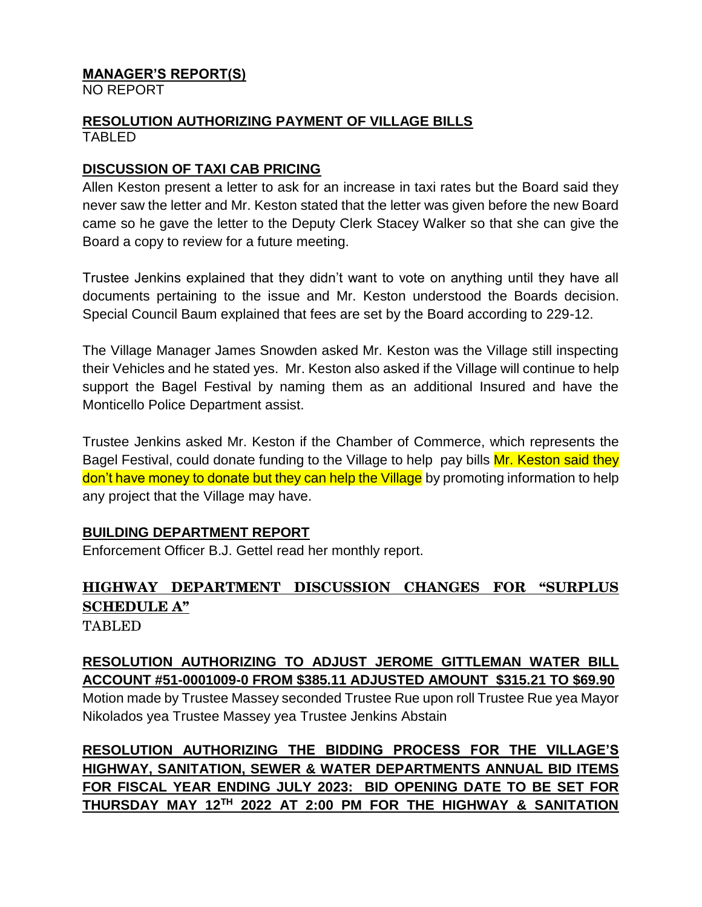**MANAGER'S REPORT(S)**
NO REPORT

**RESOLUTION AUTHORIZING PAYMENT OF VILLAGE BILLS**
TABLED

**DISCUSSION OF TAXI CAB PRICING**
Allen Keston present a letter to ask for an increase in taxi rates but the Board said they never saw the letter and Mr. Keston stated that the letter was given before the new Board came so he gave the letter to the Deputy Clerk Stacey Walker so that she can give the Board a copy to review for a future meeting.

Trustee Jenkins explained that they didn't want to vote on anything until they have all documents pertaining to the issue and Mr. Keston understood the Boards decision. Special Council Baum explained that fees are set by the Board according to 229-12.

The Village Manager James Snowden asked Mr. Keston was the Village still inspecting their Vehicles and he stated yes. Mr. Keston also asked if the Village will continue to help support the Bagel Festival by naming them as an additional Insured and have the Monticello Police Department assist.

Trustee Jenkins asked Mr. Keston if the Chamber of Commerce, which represents the Bagel Festival, could donate funding to the Village to help pay bills Mr. Keston said they don't have money to donate but they can help the Village by promoting information to help any project that the Village may have.

**BUILDING DEPARTMENT REPORT**
Enforcement Officer B.J. Gettel read her monthly report.

**HIGHWAY DEPARTMENT DISCUSSION CHANGES FOR "SURPLUS SCHEDULE A"**
TABLED

**RESOLUTION AUTHORIZING TO ADJUST JEROME GITTLEMAN WATER BILL ACCOUNT #51-0001009-0 FROM $385.11 ADJUSTED AMOUNT $315.21 TO $69.90**
Motion made by Trustee Massey seconded Trustee Rue upon roll Trustee Rue yea Mayor Nikolados yea Trustee Massey yea Trustee Jenkins Abstain

**RESOLUTION AUTHORIZING THE BIDDING PROCESS FOR THE VILLAGE'S HIGHWAY, SANITATION, SEWER & WATER DEPARTMENTS ANNUAL BID ITEMS FOR FISCAL YEAR ENDING JULY 2023: BID OPENING DATE TO BE SET FOR THURSDAY MAY 12TH 2022 AT 2:00 PM FOR THE HIGHWAY & SANITATION**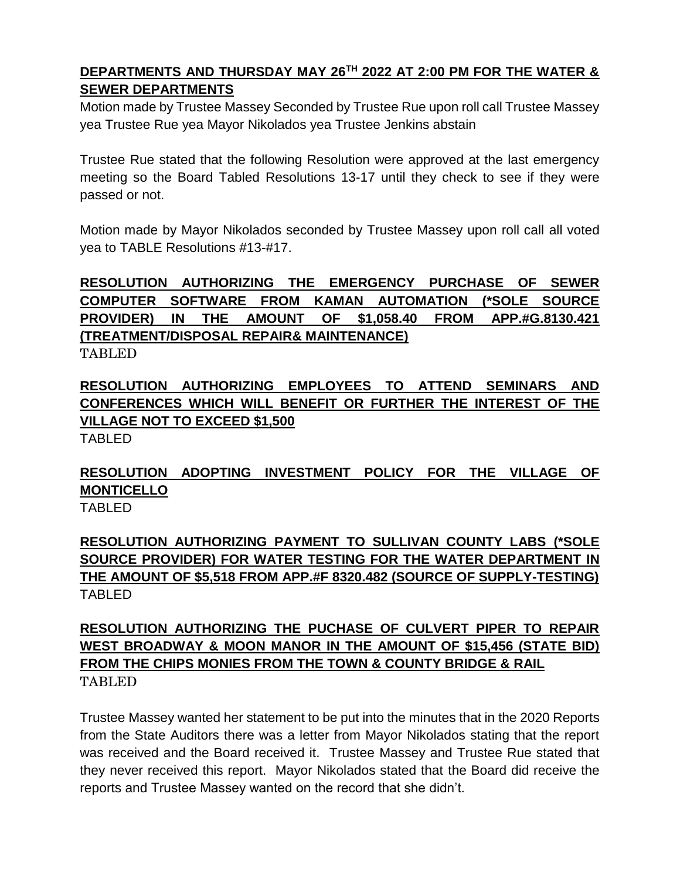**DEPARTMENTS AND THURSDAY MAY 26TH 2022 AT 2:00 PM FOR THE WATER & SEWER DEPARTMENTS**

Motion made by Trustee Massey Seconded by Trustee Rue upon roll call Trustee Massey yea Trustee Rue yea Mayor Nikolados yea Trustee Jenkins abstain

Trustee Rue stated that the following Resolution were approved at the last emergency meeting so the Board Tabled Resolutions 13-17 until they check to see if they were passed or not.

Motion made by Mayor Nikolados seconded by Trustee Massey upon roll call all voted yea to TABLE Resolutions #13-#17.

**RESOLUTION AUTHORIZING THE EMERGENCY PURCHASE OF SEWER COMPUTER SOFTWARE FROM KAMAN AUTOMATION (*SOLE SOURCE PROVIDER) IN THE AMOUNT OF $1,058.40 FROM APP.#G.8130.421 (TREATMENT/DISPOSAL REPAIR& MAINTENANCE)**

TABLED

**RESOLUTION AUTHORIZING EMPLOYEES TO ATTEND SEMINARS AND CONFERENCES WHICH WILL BENEFIT OR FURTHER THE INTEREST OF THE VILLAGE NOT TO EXCEED $1,500**

TABLED

**RESOLUTION ADOPTING INVESTMENT POLICY FOR THE VILLAGE OF MONTICELLO**

TABLED

**RESOLUTION AUTHORIZING PAYMENT TO SULLIVAN COUNTY LABS (*SOLE SOURCE PROVIDER) FOR WATER TESTING FOR THE WATER DEPARTMENT IN THE AMOUNT OF $5,518 FROM APP.#F 8320.482 (SOURCE OF SUPPLY-TESTING)**

TABLED

**RESOLUTION AUTHORIZING THE PUCHASE OF CULVERT PIPER TO REPAIR WEST BROADWAY & MOON MANOR IN THE AMOUNT OF $15,456 (STATE BID) FROM THE CHIPS MONIES FROM THE TOWN & COUNTY BRIDGE & RAIL**

TABLED

Trustee Massey wanted her statement to be put into the minutes that in the 2020 Reports from the State Auditors there was a letter from Mayor Nikolados stating that the report was received and the Board received it. Trustee Massey and Trustee Rue stated that they never received this report. Mayor Nikolados stated that the Board did receive the reports and Trustee Massey wanted on the record that she didn't.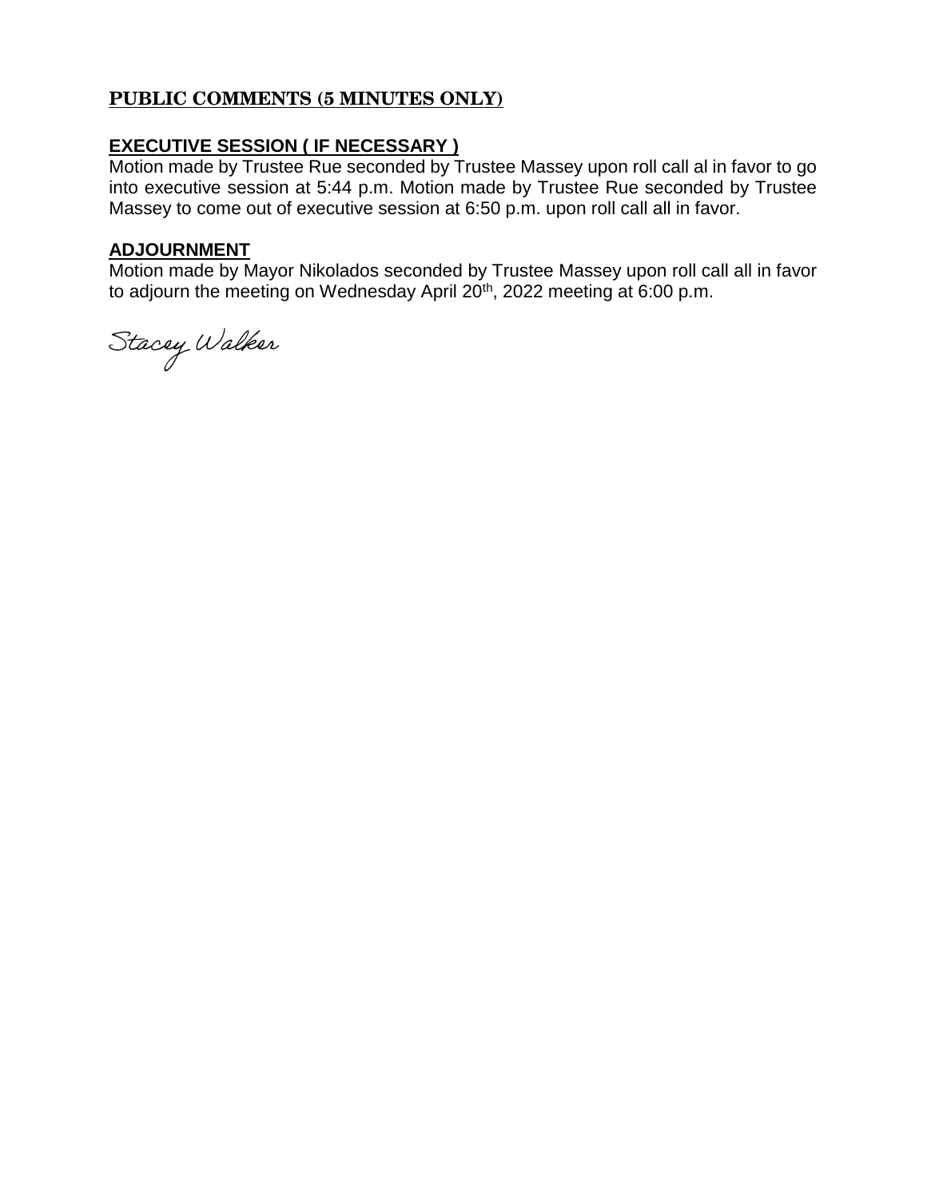## PUBLIC COMMENTS (5 MINUTES ONLY)

## EXECUTIVE SESSION ( IF NECESSARY )

Motion made by Trustee Rue seconded by Trustee Massey upon roll call al in favor to go into executive session at 5:44 p.m. Motion made by Trustee Rue seconded by Trustee Massey to come out of executive session at 6:50 p.m. upon roll call all in favor.

## ADJOURNMENT

Motion made by Mayor Nikolados seconded by Trustee Massey upon roll call all in favor to adjourn the meeting on Wednesday April 20th, 2022 meeting at 6:00 p.m.

Stacey Walker